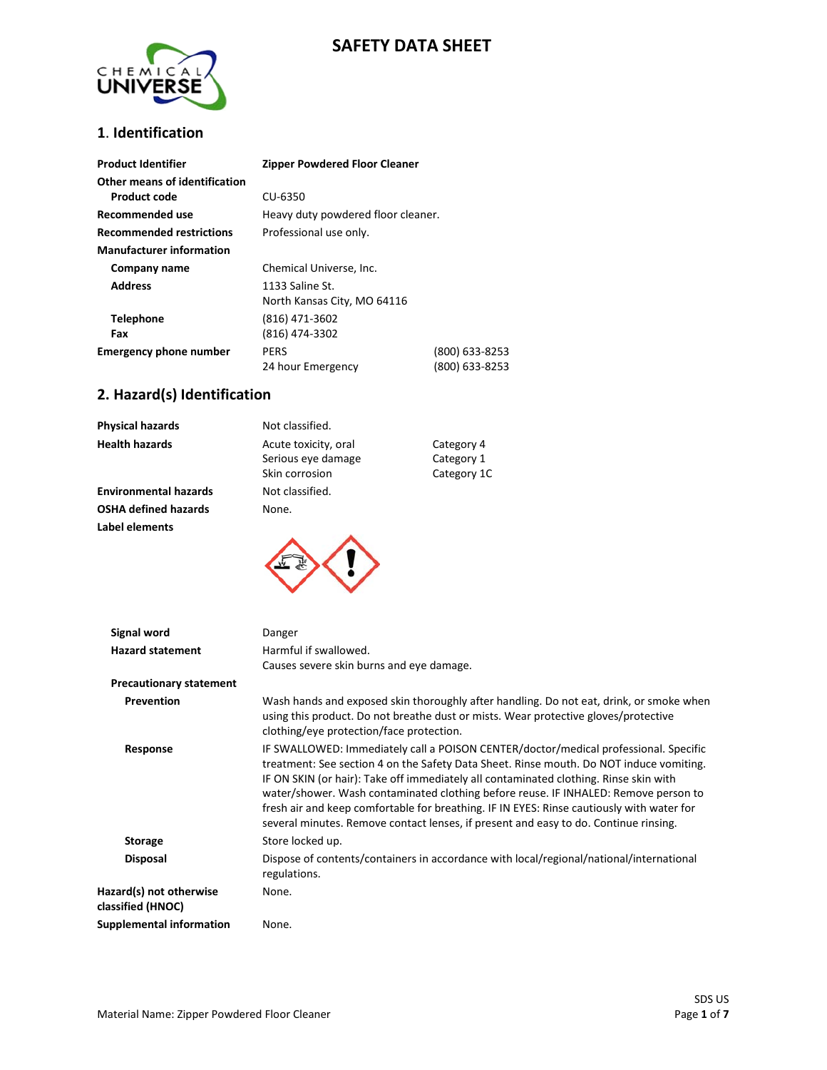# SAFETY DATA SHEET

## 1. Identification

| | | |
|---|---|---|
| **Product Identifier** | **Zipper Powdered Floor Cleaner** | |
| **Other means of identification** | | |
| **Product code** | CU-6350 | |
| **Recommended use** | Heavy duty powdered floor cleaner. | |
| **Recommended restrictions** | Professional use only. | |
| **Manufacturer information** | | |
| **Company name** | Chemical Universe, Inc. | |
| **Address** | 1133 Saline St.<br>North Kansas City, MO 64116 | |
| **Telephone** | (816) 471-3602 | |
| **Fax** | (816) 474-3302 | |
| **Emergency phone number** | PERS | (800) 633-8253 |
| | 24 hour Emergency | (800) 633-8253 |

## 2. Hazard(s) Identification

| | | |
|---|---|---|
| **Physical hazards** | Not classified. | |
| **Health hazards** | Acute toxicity, oral | Category 4 |
| | Serious eye damage | Category 1 |
| | Skin corrosion | Category 1C |
| **Environmental hazards** | Not classified. | |
| **OSHA defined hazards** | None. | |

**Label elements**

**Signal word** Danger

**Hazard statement** Harmful if swallowed.
Causes severe skin burns and eye damage.

**Precautionary statement**

**Prevention** Wash hands and exposed skin thoroughly after handling. Do not eat, drink, or smoke when using this product. Do not breathe dust or mists. Wear protective gloves/protective clothing/eye protection/face protection.

**Response** IF SWALLOWED: Immediately call a POISON CENTER/doctor/medical professional. Specific treatment: See section 4 on the Safety Data Sheet. Rinse mouth. Do NOT induce vomiting. IF ON SKIN (or hair): Take off immediately all contaminated clothing. Rinse skin with water/shower. Wash contaminated clothing before reuse. IF INHALED: Remove person to fresh air and keep comfortable for breathing. IF IN EYES: Rinse cautiously with water for several minutes. Remove contact lenses, if present and easy to do. Continue rinsing.

**Storage** Store locked up.

**Disposal** Dispose of contents/containers in accordance with local/regional/national/international regulations.

**Hazard(s) not otherwise classified (HNOC)** None.

**Supplemental information** None.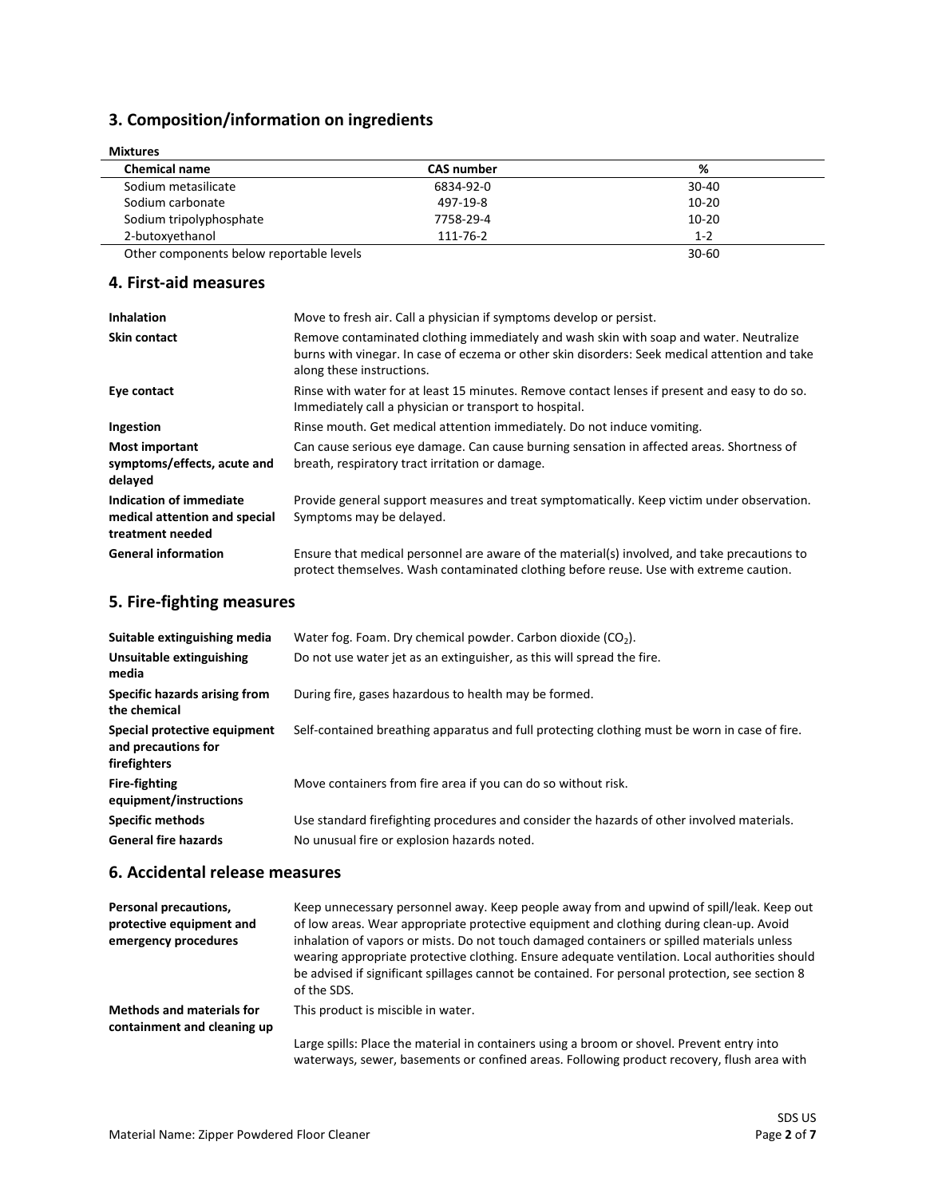## 3. Composition/information on ingredients

**Mixtures**

| Chemical name | CAS number | % |
|---|---|---|
| Sodium metasilicate | 6834-92-0 | 30-40 |
| Sodium carbonate | 497-19-8 | 10-20 |
| Sodium tripolyphosphate | 7758-29-4 | 10-20 |
| 2-butoxyethanol | 111-76-2 | 1-2 |
| Other components below reportable levels | | 30-60 |

## 4. First-aid measures

| | |
|---|---|
| **Inhalation** | Move to fresh air. Call a physician if symptoms develop or persist. |
| **Skin contact** | Remove contaminated clothing immediately and wash skin with soap and water. Neutralize burns with vinegar. In case of eczema or other skin disorders: Seek medical attention and take along these instructions. |
| **Eye contact** | Rinse with water for at least 15 minutes. Remove contact lenses if present and easy to do so. Immediately call a physician or transport to hospital. |
| **Ingestion** | Rinse mouth. Get medical attention immediately. Do not induce vomiting. |
| **Most important symptoms/effects, acute and delayed** | Can cause serious eye damage. Can cause burning sensation in affected areas. Shortness of breath, respiratory tract irritation or damage. |
| **Indication of immediate medical attention and special treatment needed** | Provide general support measures and treat symptomatically. Keep victim under observation. Symptoms may be delayed. |
| **General information** | Ensure that medical personnel are aware of the material(s) involved, and take precautions to protect themselves. Wash contaminated clothing before reuse. Use with extreme caution. |

## 5. Fire-fighting measures

| | |
|---|---|
| **Suitable extinguishing media** | Water fog. Foam. Dry chemical powder. Carbon dioxide ($CO_2$). |
| **Unsuitable extinguishing media** | Do not use water jet as an extinguisher, as this will spread the fire. |
| **Specific hazards arising from the chemical** | During fire, gases hazardous to health may be formed. |
| **Special protective equipment and precautions for firefighters** | Self-contained breathing apparatus and full protecting clothing must be worn in case of fire. |
| **Fire-fighting equipment/instructions** | Move containers from fire area if you can do so without risk. |
| **Specific methods** | Use standard firefighting procedures and consider the hazards of other involved materials. |
| **General fire hazards** | No unusual fire or explosion hazards noted. |

## 6. Accidental release measures

| | |
|---|---|
| **Personal precautions, protective equipment and emergency procedures** | Keep unnecessary personnel away. Keep people away from and upwind of spill/leak. Keep out of low areas. Wear appropriate protective equipment and clothing during clean-up. Avoid inhalation of vapors or mists. Do not touch damaged containers or spilled materials unless wearing appropriate protective clothing. Ensure adequate ventilation. Local authorities should be advised if significant spillages cannot be contained. For personal protection, see section 8 of the SDS. |
| **Methods and materials for containment and cleaning up** | This product is miscible in water. <br><br> Large spills: Place the material in containers using a broom or shovel. Prevent entry into waterways, sewer, basements or confined areas. Following product recovery, flush area with |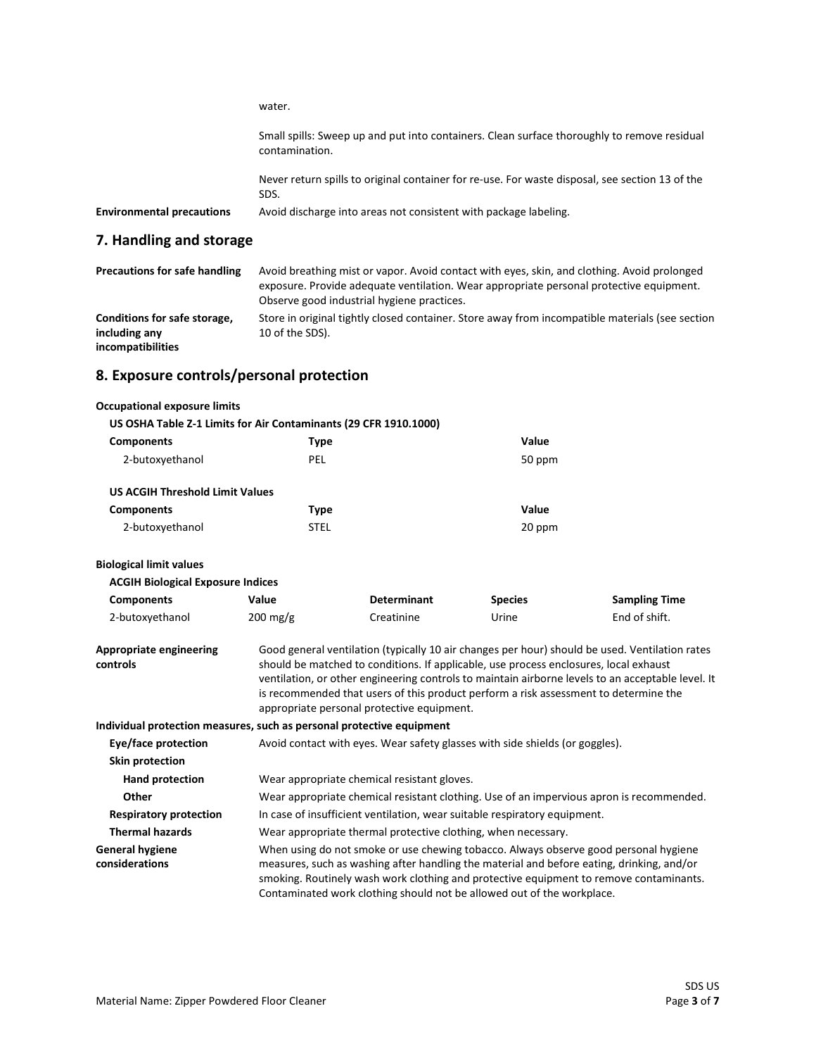water.

Small spills: Sweep up and put into containers. Clean surface thoroughly to remove residual contamination.

Never return spills to original container for re-use. For waste disposal, see section 13 of the SDS.

**Environmental precautions** Avoid discharge into areas not consistent with package labeling.

## 7. Handling and storage

**Precautions for safe handling** Avoid breathing mist or vapor. Avoid contact with eyes, skin, and clothing. Avoid prolonged exposure. Provide adequate ventilation. Wear appropriate personal protective equipment. Observe good industrial hygiene practices.

**Conditions for safe storage, including any incompatibilities** Store in original tightly closed container. Store away from incompatible materials (see section 10 of the SDS).

## 8. Exposure controls/personal protection

**Occupational exposure limits**

**US OSHA Table Z-1 Limits for Air Contaminants (29 CFR 1910.1000)**

| Components | Type | Value |
|---|---|---|
| 2-butoxyethanol | PEL | 50 ppm |

**US ACGIH Threshold Limit Values**

| Components | Type | Value |
|---|---|---|
| 2-butoxyethanol | STEL | 20 ppm |

**Biological limit values**

**ACGIH Biological Exposure Indices**

| Components | Value | Determinant | Species | Sampling Time |
|---|---|---|---|---|
| 2-butoxyethanol | 200 mg/g | Creatinine | Urine | End of shift. |

**Appropriate engineering controls** Good general ventilation (typically 10 air changes per hour) should be used. Ventilation rates should be matched to conditions. If applicable, use process enclosures, local exhaust ventilation, or other engineering controls to maintain airborne levels to an acceptable level. It is recommended that users of this product perform a risk assessment to determine the appropriate personal protective equipment.

**Individual protection measures, such as personal protective equipment**

**Eye/face protection** Avoid contact with eyes. Wear safety glasses with side shields (or goggles).

**Skin protection**

**Hand protection** Wear appropriate chemical resistant gloves.

**Other** Wear appropriate chemical resistant clothing. Use of an impervious apron is recommended.

**Respiratory protection** In case of insufficient ventilation, wear suitable respiratory equipment.

**Thermal hazards** Wear appropriate thermal protective clothing, when necessary.

**General hygiene considerations** When using do not smoke or use chewing tobacco. Always observe good personal hygiene measures, such as washing after handling the material and before eating, drinking, and/or smoking. Routinely wash work clothing and protective equipment to remove contaminants. Contaminated work clothing should not be allowed out of the workplace.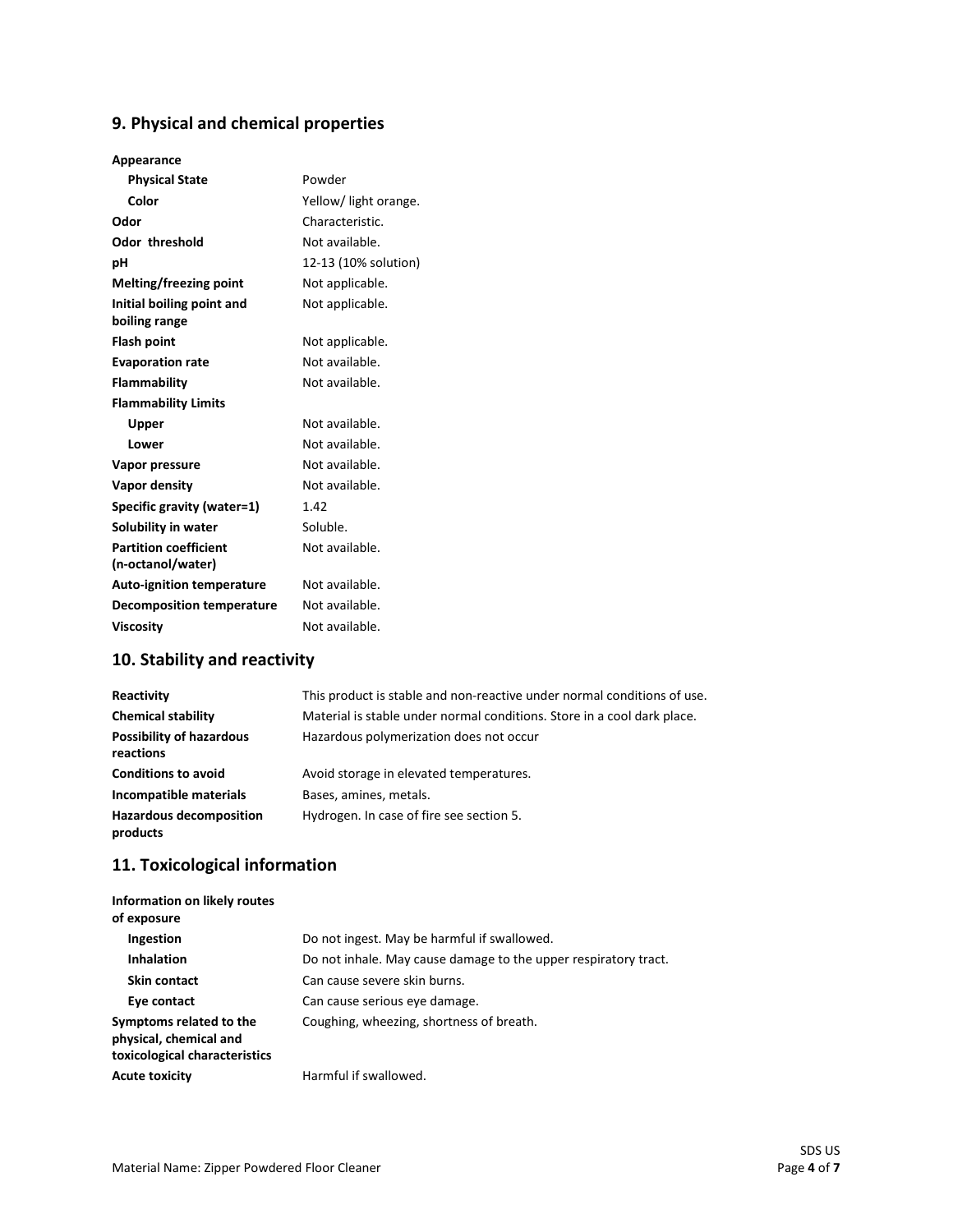## 9. Physical and chemical properties

| | |
|---|---|
| **Appearance** | |
| **Physical State** | Powder |
| **Color** | Yellow/ light orange. |
| **Odor** | Characteristic. |
| **Odor threshold** | Not available. |
| **pH** | 12-13 (10% solution) |
| **Melting/freezing point** | Not applicable. |
| **Initial boiling point and boiling range** | Not applicable. |
| **Flash point** | Not applicable. |
| **Evaporation rate** | Not available. |
| **Flammability** | Not available. |
| **Flammability Limits** | |
| **Upper** | Not available. |
| **Lower** | Not available. |
| **Vapor pressure** | Not available. |
| **Vapor density** | Not available. |
| **Specific gravity (water=1)** | 1.42 |
| **Solubility in water** | Soluble. |
| **Partition coefficient (n-octanol/water)** | Not available. |
| **Auto-ignition temperature** | Not available. |
| **Decomposition temperature** | Not available. |
| **Viscosity** | Not available. |

## 10. Stability and reactivity

| | |
|---|---|
| **Reactivity** | This product is stable and non-reactive under normal conditions of use. |
| **Chemical stability** | Material is stable under normal conditions. Store in a cool dark place. |
| **Possibility of hazardous reactions** | Hazardous polymerization does not occur |
| **Conditions to avoid** | Avoid storage in elevated temperatures. |
| **Incompatible materials** | Bases, amines, metals. |
| **Hazardous decomposition products** | Hydrogen. In case of fire see section 5. |

## 11. Toxicological information

| | |
|---|---|
| **Information on likely routes of exposure** | |
| **Ingestion** | Do not ingest. May be harmful if swallowed. |
| **Inhalation** | Do not inhale. May cause damage to the upper respiratory tract. |
| **Skin contact** | Can cause severe skin burns. |
| **Eye contact** | Can cause serious eye damage. |
| **Symptoms related to the physical, chemical and toxicological characteristics** | Coughing, wheezing, shortness of breath. |
| **Acute toxicity** | Harmful if swallowed. |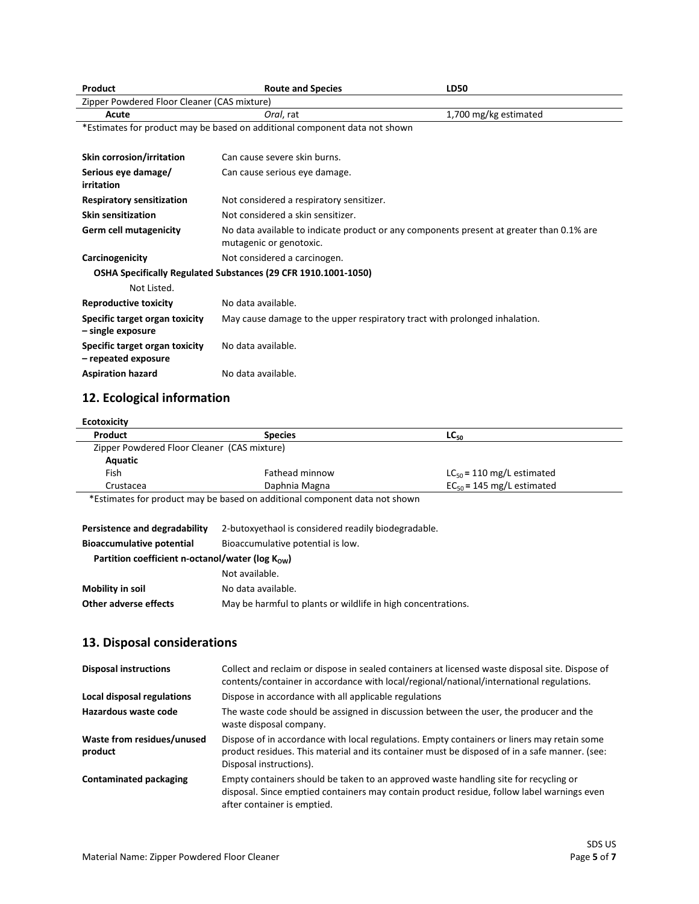| Product | Route and Species | LD50 |
| --- | --- | --- |
| Zipper Powdered Floor Cleaner (CAS mixture) | | |
| **Acute** | *Oral*, rat | 1,700 mg/kg estimated |

*Estimates for product may be based on additional component data not shown

| | |
| --- | --- |
| **Skin corrosion/irritation** | Can cause severe skin burns. |
| **Serious eye damage/ irritation** | Can cause serious eye damage. |
| **Respiratory sensitization** | Not considered a respiratory sensitizer. |
| **Skin sensitization** | Not considered a skin sensitizer. |
| **Germ cell mutagenicity** | No data available to indicate product or any components present at greater than 0.1% are mutagenic or genotoxic. |
| **Carcinogenicity** | Not considered a carcinogen. |

**OSHA Specifically Regulated Substances (29 CFR 1910.1001-1050)**

Not Listed.

| | |
| --- | --- |
| **Reproductive toxicity** | No data available. |
| **Specific target organ toxicity – single exposure** | May cause damage to the upper respiratory tract with prolonged inhalation. |
| **Specific target organ toxicity – repeated exposure** | No data available. |
| **Aspiration hazard** | No data available. |

## 12. Ecological information

**Ecotoxicity**

| Product | Species | $LC_{50}$ |
| --- | --- | --- |
| Zipper Powdered Floor Cleaner (CAS mixture) | | |
| **Aquatic** | | |
| Fish | Fathead minnow | $LC_{50}$ = 110 mg/L estimated |
| Crustacea | Daphnia Magna | $EC_{50}$ = 145 mg/L estimated |

*Estimates for product may be based on additional component data not shown

| | |
| --- | --- |
| **Persistence and degradability** | 2-butoxyethaol is considered readily biodegradable. |
| **Bioaccumulative potential** | Bioaccumulative potential is low. |

**Partition coefficient n-octanol/water (log $K_{OW}$)**

Not available.

| | |
| --- | --- |
| **Mobility in soil** | No data available. |
| **Other adverse effects** | May be harmful to plants or wildlife in high concentrations. |

## 13. Disposal considerations

| | |
| --- | --- |
| **Disposal instructions** | Collect and reclaim or dispose in sealed containers at licensed waste disposal site. Dispose of contents/container in accordance with local/regional/national/international regulations. |
| **Local disposal regulations** | Dispose in accordance with all applicable regulations |
| **Hazardous waste code** | The waste code should be assigned in discussion between the user, the producer and the waste disposal company. |
| **Waste from residues/unused product** | Dispose of in accordance with local regulations. Empty containers or liners may retain some product residues. This material and its container must be disposed of in a safe manner. (see: Disposal instructions). |
| **Contaminated packaging** | Empty containers should be taken to an approved waste handling site for recycling or disposal. Since emptied containers may contain product residue, follow label warnings even after container is emptied. |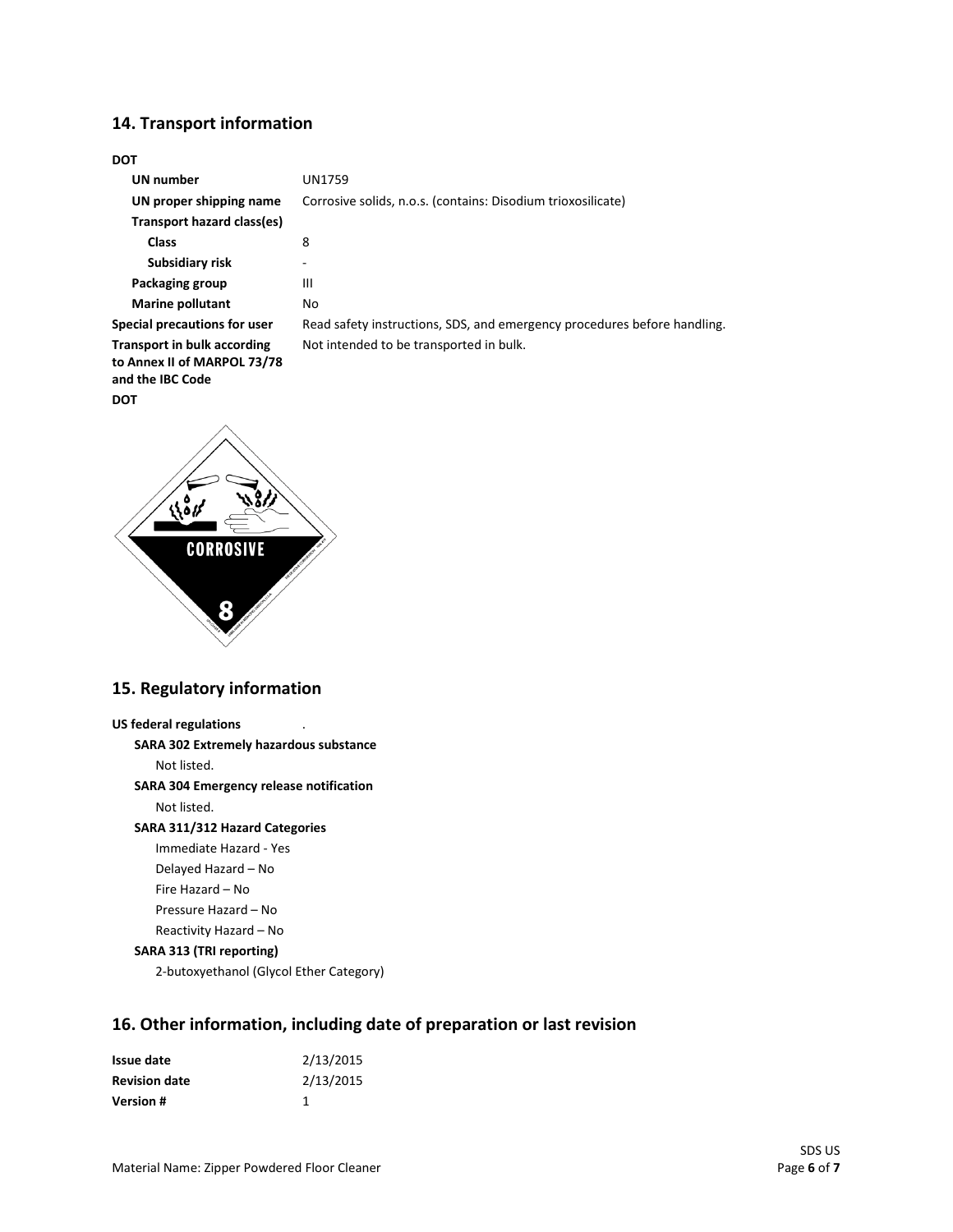## 14. Transport information

**DOT**

| | |
|---|---|
| **UN number** | UN1759 |
| **UN proper shipping name** | Corrosive solids, n.o.s. (contains: Disodium trioxosilicate) |
| **Transport hazard class(es)** | |
| **Class** | 8 |
| **Subsidiary risk** | - |
| **Packaging group** | III |
| **Marine pollutant** | No |
| **Special precautions for user** | Read safety instructions, SDS, and emergency procedures before handling. |
| **Transport in bulk according to Annex II of MARPOL 73/78 and the IBC Code** | Not intended to be transported in bulk. |

**DOT**

## 15. Regulatory information

**US federal regulations** .

**SARA 302 Extremely hazardous substance**

Not listed.

**SARA 304 Emergency release notification**

Not listed.

**SARA 311/312 Hazard Categories**

Immediate Hazard - Yes

Delayed Hazard – No

Fire Hazard – No

Pressure Hazard – No

Reactivity Hazard – No

**SARA 313 (TRI reporting)**

2-butoxyethanol (Glycol Ether Category)

## 16. Other information, including date of preparation or last revision

| | |
|---|---|
| **Issue date** | 2/13/2015 |
| **Revision date** | 2/13/2015 |
| **Version #** | 1 |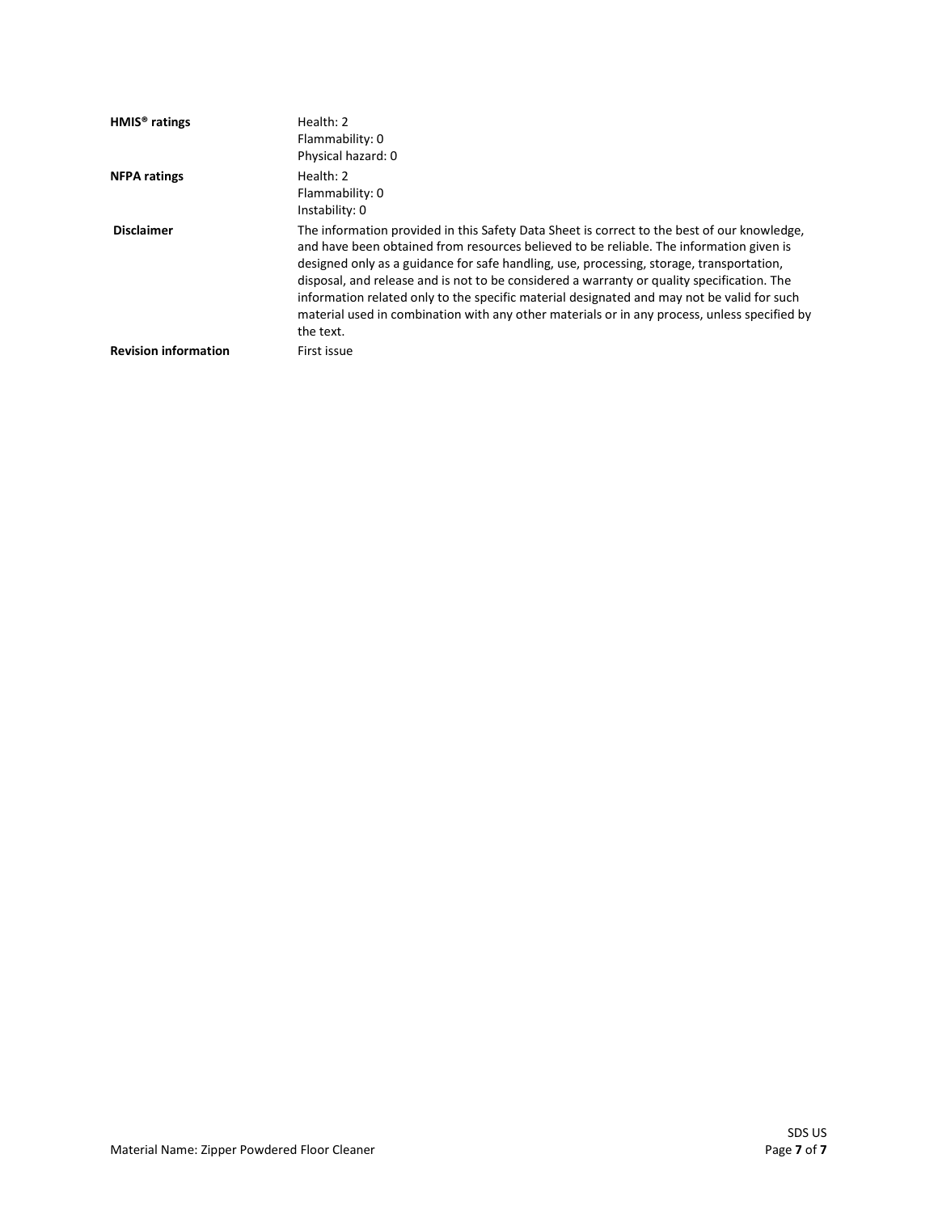| | |
|---|---|
| **HMIS® ratings** | Health: 2<br>Flammability: 0<br>Physical hazard: 0 |
| **NFPA ratings** | Health: 2<br>Flammability: 0<br>Instability: 0 |
| **Disclaimer** | The information provided in this Safety Data Sheet is correct to the best of our knowledge, and have been obtained from resources believed to be reliable. The information given is designed only as a guidance for safe handling, use, processing, storage, transportation, disposal, and release and is not to be considered a warranty or quality specification. The information related only to the specific material designated and may not be valid for such material used in combination with any other materials or in any process, unless specified by the text. |
| **Revision information** | First issue |

Material Name: Zipper Powdered Floor Cleaner

SDS US